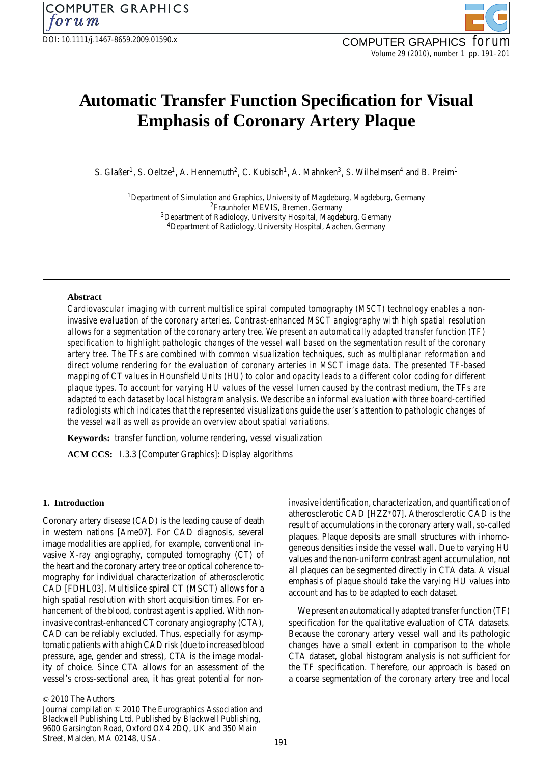# Automatic Transfer Function Specification for Visual Emphasis of Coronary Artery Plaque

S. Glaßer[1], S. Oeltze[1], A. Hennemuth[2], C. Kubisch[1], A. Mahnken[3], S. Wilhelmsen[4] and B. Preim[1]

[1]Department of Simulation and Graphics, University of Magdeburg, Magdeburg, Germany
[2]Fraunhofer MEVIS, Bremen, Germany
[3]Department of Radiology, University Hospital, Magdeburg, Germany
[4]Department of Radiology, University Hospital, Aachen, Germany

## Abstract

*Cardiovascular imaging with current multislice spiral computed tomography (MSCT) technology enables a non-invasive evaluation of the coronary arteries. Contrast-enhanced MSCT angiography with high spatial resolution allows for a segmentation of the coronary artery tree. We present an automatically adapted transfer function (TF) specification to highlight pathologic changes of the vessel wall based on the segmentation result of the coronary artery tree. The TFs are combined with common visualization techniques, such as multiplanar reformation and direct volume rendering for the evaluation of coronary arteries in MSCT image data. The presented TF-based mapping of CT values in Hounsfield Units (HU) to color and opacity leads to a different color coding for different plaque types. To account for varying HU values of the vessel lumen caused by the contrast medium, the TFs are adapted to each dataset by local histogram analysis. We describe an informal evaluation with three board-certified radiologists which indicates that the represented visualizations guide the user's attention to pathologic changes of the vessel wall as well as provide an overview about spatial variations.*

**Keywords:** transfer function, volume rendering, vessel visualization

**ACM CCS:** I.3.3 [Computer Graphics]: Display algorithms

## 1. Introduction

Coronary artery disease (CAD) is the leading cause of death in western nations [Ame07]. For CAD diagnosis, several image modalities are applied, for example, conventional invasive X-ray angiography, computed tomography (CT) of the heart and the coronary artery tree or optical coherence tomography for individual characterization of atherosclerotic CAD [FDHL03]. Multislice spiral CT (MSCT) allows for a high spatial resolution with short acquisition times. For enhancement of the blood, contrast agent is applied. With non-invasive contrast-enhanced CT coronary angiography (CTA), CAD can be reliably excluded. Thus, especially for asymptomatic patients with a high CAD risk (due to increased blood pressure, age, gender and stress), CTA is the image modality of choice. Since CTA allows for an assessment of the vessel's cross-sectional area, it has great potential for non-invasive identification, characterization, and quantification of atherosclerotic CAD [HZZ*07]. Atherosclerotic CAD is the result of accumulations in the coronary artery wall, so-called plaques. Plaque deposits are small structures with inhomogeneous densities inside the vessel wall. Due to varying HU values and the non-uniform contrast agent accumulation, not all plaques can be segmented directly in CTA data. A visual emphasis of plaque should take the varying HU values into account and has to be adapted to each dataset.

We present an automatically adapted transfer function (TF) specification for the qualitative evaluation of CTA datasets. Because the coronary artery vessel wall and its pathologic changes have a small extent in comparison to the whole CTA dataset, global histogram analysis is not sufficient for the TF specification. Therefore, our approach is based on a coarse segmentation of the coronary artery tree and local

© 2010 The Authors
Journal compilation © 2010 The Eurographics Association and Blackwell Publishing Ltd. Published by Blackwell Publishing, 9600 Garsington Road, Oxford OX4 2DQ, UK and 350 Main Street, Malden, MA 02148, USA.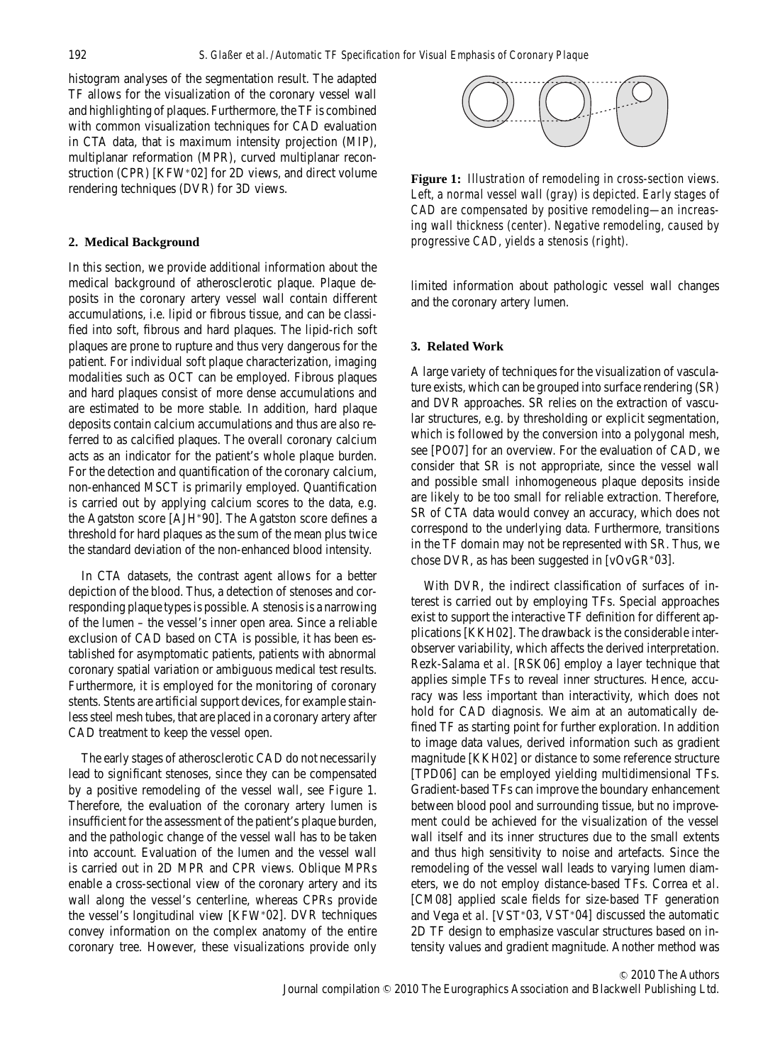histogram analyses of the segmentation result. The adapted TF allows for the visualization of the coronary vessel wall and highlighting of plaques. Furthermore, the TF is combined with common visualization techniques for CAD evaluation in CTA data, that is maximum intensity projection (MIP), multiplanar reformation (MPR), curved multiplanar reconstruction (CPR) [KFW*02] for 2D views, and direct volume rendering techniques (DVR) for 3D views.

## 2. Medical Background

In this section, we provide additional information about the medical background of atherosclerotic plaque. Plaque deposits in the coronary artery vessel wall contain different accumulations, i.e. lipid or fibrous tissue, and can be classified into soft, fibrous and hard plaques. The lipid-rich soft plaques are prone to rupture and thus very dangerous for the patient. For individual soft plaque characterization, imaging modalities such as OCT can be employed. Fibrous plaques and hard plaques consist of more dense accumulations and are estimated to be more stable. In addition, hard plaque deposits contain calcium accumulations and thus are also referred to as calcified plaques. The overall coronary calcium acts as an indicator for the patient's whole plaque burden. For the detection and quantification of the coronary calcium, non-enhanced MSCT is primarily employed. Quantification is carried out by applying calcium scores to the data, e.g. the Agatston score [AJH*90]. The Agatston score defines a threshold for hard plaques as the sum of the mean plus twice the standard deviation of the non-enhanced blood intensity.

In CTA datasets, the contrast agent allows for a better depiction of the blood. Thus, a detection of stenoses and corresponding plaque types is possible. A stenosis is a narrowing of the lumen – the vessel's inner open area. Since a reliable exclusion of CAD based on CTA is possible, it has been established for asymptomatic patients, patients with abnormal coronary spatial variation or ambiguous medical test results. Furthermore, it is employed for the monitoring of coronary stents. Stents are artificial support devices, for example stainless steel mesh tubes, that are placed in a coronary artery after CAD treatment to keep the vessel open.

The early stages of atherosclerotic CAD do not necessarily lead to significant stenoses, since they can be compensated by a positive remodeling of the vessel wall, see Figure 1. Therefore, the evaluation of the coronary artery lumen is insufficient for the assessment of the patient's plaque burden, and the pathologic change of the vessel wall has to be taken into account. Evaluation of the lumen and the vessel wall is carried out in 2D MPR and CPR views. Oblique MPRs enable a cross-sectional view of the coronary artery and its wall along the vessel's centerline, whereas CPRs provide the vessel's longitudinal view [KFW*02]. DVR techniques convey information on the complex anatomy of the entire coronary tree. However, these visualizations provide only limited information about pathologic vessel wall changes and the coronary artery lumen.

**Figure 1:** *Illustration of remodeling in cross-section views. Left, a normal vessel wall (gray) is depicted. Early stages of CAD are compensated by positive remodeling—an increasing wall thickness (center). Negative remodeling, caused by progressive CAD, yields a stenosis (right).*

## 3. Related Work

A large variety of techniques for the visualization of vasculature exists, which can be grouped into surface rendering (SR) and DVR approaches. SR relies on the extraction of vascular structures, e.g. by thresholding or explicit segmentation, which is followed by the conversion into a polygonal mesh, see [PO07] for an overview. For the evaluation of CAD, we consider that SR is not appropriate, since the vessel wall and possible small inhomogeneous plaque deposits inside are likely to be too small for reliable extraction. Therefore, SR of CTA data would convey an accuracy, which does not correspond to the underlying data. Furthermore, transitions in the TF domain may not be represented with SR. Thus, we chose DVR, as has been suggested in [vOvGR*03].

With DVR, the indirect classification of surfaces of interest is carried out by employing TFs. Special approaches exist to support the interactive TF definition for different applications [KKH02]. The drawback is the considerable interobserver variability, which affects the derived interpretation. Rezk-Salama *et al.* [RSK06] employ a layer technique that applies simple TFs to reveal inner structures. Hence, accuracy was less important than interactivity, which does not hold for CAD diagnosis. We aim at an automatically defined TF as starting point for further exploration. In addition to image data values, derived information such as gradient magnitude [KKH02] or distance to some reference structure [TPD06] can be employed yielding multidimensional TFs. Gradient-based TFs can improve the boundary enhancement between blood pool and surrounding tissue, but no improvement could be achieved for the visualization of the vessel wall itself and its inner structures due to the small extents and thus high sensitivity to noise and artefacts. Since the remodeling of the vessel wall leads to varying lumen diameters, we do not employ distance-based TFs. Correa *et al.* [CM08] applied scale fields for size-based TF generation and Vega *et al.* [VST*03, VST*04] discussed the automatic 2D TF design to emphasize vascular structures based on intensity values and gradient magnitude. Another method was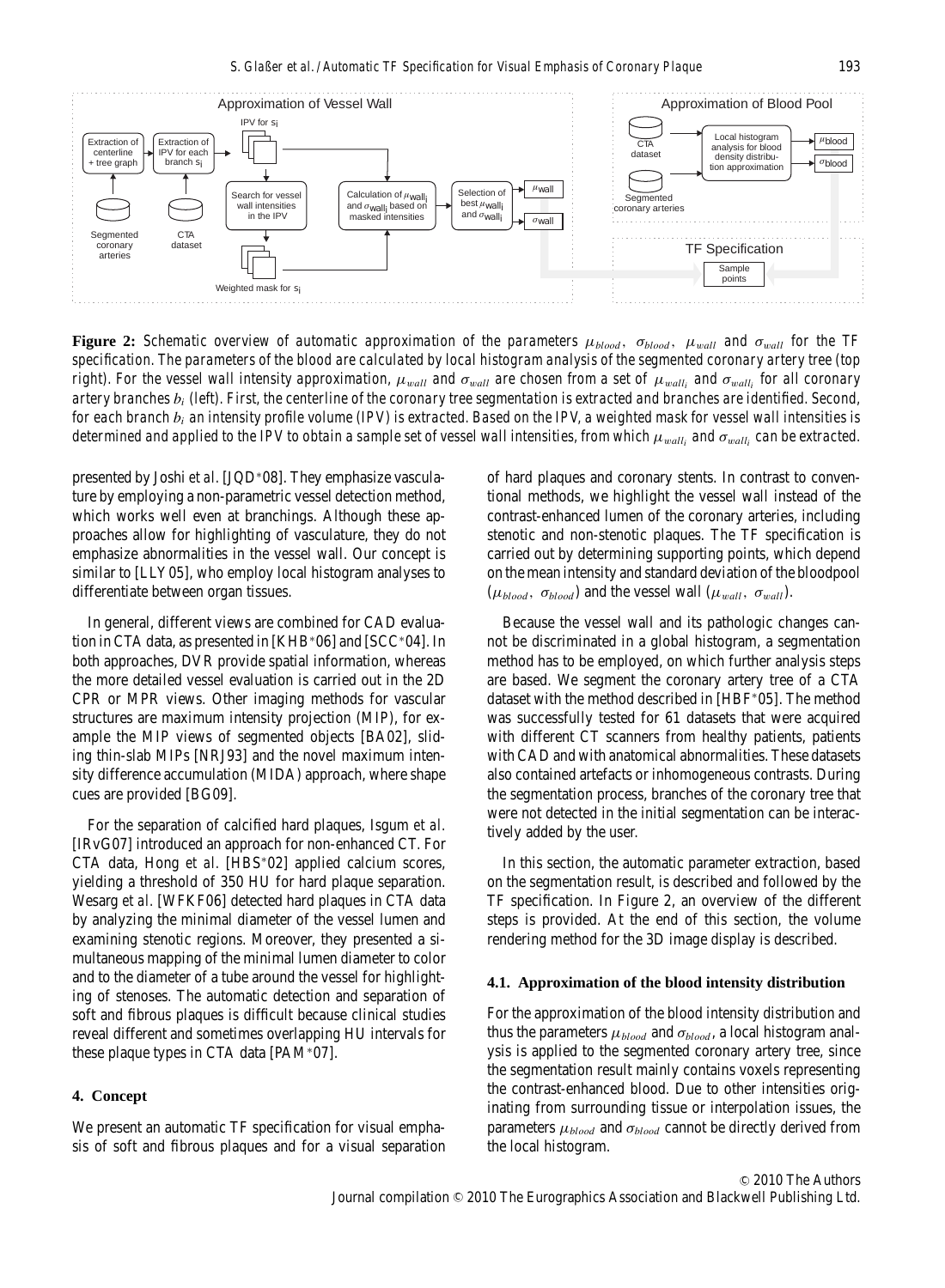**Figure 2:** *Schematic overview of automatic approximation of the parameters $\mu_{blood}$, $\sigma_{blood}$, $\mu_{wall}$ and $\sigma_{wall}$ for the TF specification. The parameters of the blood are calculated by local histogram analysis of the segmented coronary artery tree (top right). For the vessel wall intensity approximation, $\mu_{wall}$ and $\sigma_{wall}$ are chosen from a set of $\mu_{wall_i}$ and $\sigma_{wall_i}$ for all coronary artery branches $b_i$ (left). First, the centerline of the coronary tree segmentation is extracted and branches are identified. Second, for each branch $b_i$ an intensity profile volume (IPV) is extracted. Based on the IPV, a weighted mask for vessel wall intensities is determined and applied to the IPV to obtain a sample set of vessel wall intensities, from which $\mu_{wall_i}$ and $\sigma_{wall_i}$ can be extracted.*

presented by Joshi *et al.* [JQD*08]. They emphasize vasculature by employing a non-parametric vessel detection method, which works well even at branchings. Although these approaches allow for highlighting of vasculature, they do not emphasize abnormalities in the vessel wall. Our concept is similar to [LLY05], who employ local histogram analyses to differentiate between organ tissues.

In general, different views are combined for CAD evaluation in CTA data, as presented in [KHB*06] and [SCC*04]. In both approaches, DVR provide spatial information, whereas the more detailed vessel evaluation is carried out in the 2D CPR or MPR views. Other imaging methods for vascular structures are maximum intensity projection (MIP), for example the MIP views of segmented objects [BA02], sliding thin-slab MIPs [NRJ93] and the novel maximum intensity difference accumulation (MIDA) approach, where shape cues are provided [BG09].

For the separation of calcified hard plaques, Isgum *et al.* [IRvG07] introduced an approach for non-enhanced CT. For CTA data, Hong *et al.* [HBS*02] applied calcium scores, yielding a threshold of 350 HU for hard plaque separation. Wesarg *et al.* [WFKF06] detected hard plaques in CTA data by analyzing the minimal diameter of the vessel lumen and examining stenotic regions. Moreover, they presented a simultaneous mapping of the minimal lumen diameter to color and to the diameter of a tube around the vessel for highlighting of stenoses. The automatic detection and separation of soft and fibrous plaques is difficult because clinical studies reveal different and sometimes overlapping HU intervals for these plaque types in CTA data [PAM*07].

## 4. Concept

We present an automatic TF specification for visual emphasis of soft and fibrous plaques and for a visual separation of hard plaques and coronary stents. In contrast to conventional methods, we highlight the vessel wall instead of the contrast-enhanced lumen of the coronary arteries, including stenotic and non-stenotic plaques. The TF specification is carried out by determining supporting points, which depend on the mean intensity and standard deviation of the bloodpool ($\mu_{blood}$, $\sigma_{blood}$) and the vessel wall ($\mu_{wall}$, $\sigma_{wall}$).

Because the vessel wall and its pathologic changes cannot be discriminated in a global histogram, a segmentation method has to be employed, on which further analysis steps are based. We segment the coronary artery tree of a CTA dataset with the method described in [HBF*05]. The method was successfully tested for 61 datasets that were acquired with different CT scanners from healthy patients, patients with CAD and with anatomical abnormalities. These datasets also contained artefacts or inhomogeneous contrasts. During the segmentation process, branches of the coronary tree that were not detected in the initial segmentation can be interactively added by the user.

In this section, the automatic parameter extraction, based on the segmentation result, is described and followed by the TF specification. In Figure 2, an overview of the different steps is provided. At the end of this section, the volume rendering method for the 3D image display is described.

### 4.1. Approximation of the blood intensity distribution

For the approximation of the blood intensity distribution and thus the parameters $\mu_{blood}$ and $\sigma_{blood}$, a local histogram analysis is applied to the segmented coronary artery tree, since the segmentation result mainly contains voxels representing the contrast-enhanced blood. Due to other intensities originating from surrounding tissue or interpolation issues, the parameters $\mu_{blood}$ and $\sigma_{blood}$ cannot be directly derived from the local histogram.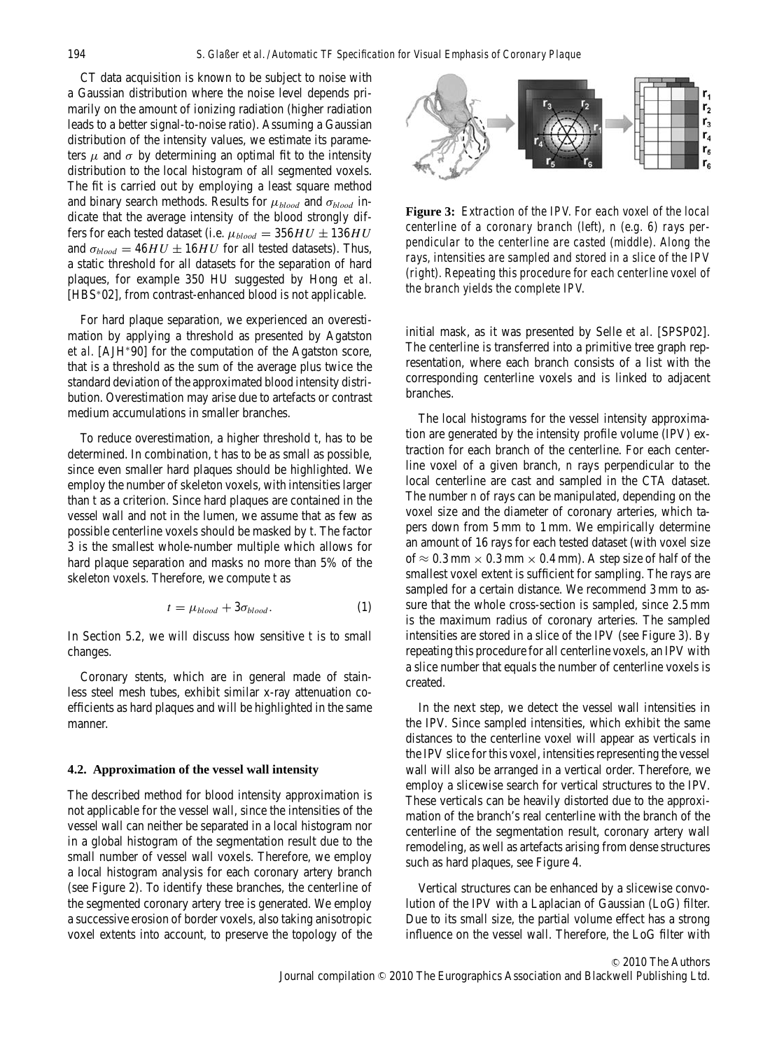CT data acquisition is known to be subject to noise with a Gaussian distribution where the noise level depends primarily on the amount of ionizing radiation (higher radiation leads to a better signal-to-noise ratio). Assuming a Gaussian distribution of the intensity values, we estimate its parameters $\mu$ and $\sigma$ by determining an optimal fit to the intensity distribution to the local histogram of all segmented voxels. The fit is carried out by employing a least square method and binary search methods. Results for $\mu_{blood}$ and $\sigma_{blood}$ indicate that the average intensity of the blood strongly differs for each tested dataset (i.e. $\mu_{blood} = 356HU \pm 136HU$ and $\sigma_{blood} = 46HU \pm 16HU$ for all tested datasets). Thus, a static threshold for all datasets for the separation of hard plaques, for example 350 HU suggested by Hong *et al.* [HBS*02], from contrast-enhanced blood is not applicable.

For hard plaque separation, we experienced an overestimation by applying a threshold as presented by Agatston *et al.* [AJH*90] for the computation of the Agatston score, that is a threshold as the sum of the average plus twice the standard deviation of the approximated blood intensity distribution. Overestimation may arise due to artefacts or contrast medium accumulations in smaller branches.

To reduce overestimation, a higher threshold $t$, has to be determined. In combination, $t$ has to be as small as possible, since even smaller hard plaques should be highlighted. We employ the number of skeleton voxels, with intensities larger than $t$ as a criterion. Since hard plaques are contained in the vessel wall and not in the lumen, we assume that as few as possible centerline voxels should be masked by $t$. The factor 3 is the smallest whole-number multiple which allows for hard plaque separation and masks no more than 5% of the skeleton voxels. Therefore, we compute $t$ as

$$t = \mu_{blood} + 3\sigma_{blood}. \quad (1)$$

In Section 5.2, we will discuss how sensitive $t$ is to small changes.

Coronary stents, which are in general made of stainless steel mesh tubes, exhibit similar x-ray attenuation coefficients as hard plaques and will be highlighted in the same manner.

### 4.2. Approximation of the vessel wall intensity

The described method for blood intensity approximation is not applicable for the vessel wall, since the intensities of the vessel wall can neither be separated in a local histogram nor in a global histogram of the segmentation result due to the small number of vessel wall voxels. Therefore, we employ a local histogram analysis for each coronary artery branch (see Figure 2). To identify these branches, the centerline of the segmented coronary artery tree is generated. We employ a successive erosion of border voxels, also taking anisotropic voxel extents into account, to preserve the topology of the initial mask, as it was presented by Selle *et al.* [SPSP02]. The centerline is transferred into a primitive tree graph representation, where each branch consists of a list with the corresponding centerline voxels and is linked to adjacent branches.

**Figure 3:** *Extraction of the IPV. For each voxel of the local centerline of a coronary branch (left), n (e.g. 6) rays perpendicular to the centerline are casted (middle). Along the rays, intensities are sampled and stored in a slice of the IPV (right). Repeating this procedure for each centerline voxel of the branch yields the complete IPV.*

The local histograms for the vessel intensity approximation are generated by the intensity profile volume (IPV) extraction for each branch of the centerline. For each centerline voxel of a given branch, $n$ rays perpendicular to the local centerline are cast and sampled in the CTA dataset. The number $n$ of rays can be manipulated, depending on the voxel size and the diameter of coronary arteries, which tapers down from 5 mm to 1 mm. We empirically determine an amount of 16 rays for each tested dataset (with voxel size of $\approx 0.3\,\text{mm} \times 0.3\,\text{mm} \times 0.4\,\text{mm}$). A step size of half of the smallest voxel extent is sufficient for sampling. The rays are sampled for a certain distance. We recommend 3 mm to assure that the whole cross-section is sampled, since 2.5 mm is the maximum radius of coronary arteries. The sampled intensities are stored in a slice of the IPV (see Figure 3). By repeating this procedure for all centerline voxels, an IPV with a slice number that equals the number of centerline voxels is created.

In the next step, we detect the vessel wall intensities in the IPV. Since sampled intensities, which exhibit the same distances to the centerline voxel will appear as verticals in the IPV slice for this voxel, intensities representing the vessel wall will also be arranged in a vertical order. Therefore, we employ a slicewise search for vertical structures to the IPV. These verticals can be heavily distorted due to the approximation of the branch's real centerline with the branch of the centerline of the segmentation result, coronary artery wall remodeling, as well as artefacts arising from dense structures such as hard plaques, see Figure 4.

Vertical structures can be enhanced by a slicewise convolution of the IPV with a Laplacian of Gaussian (LoG) filter. Due to its small size, the partial volume effect has a strong influence on the vessel wall. Therefore, the LoG filter with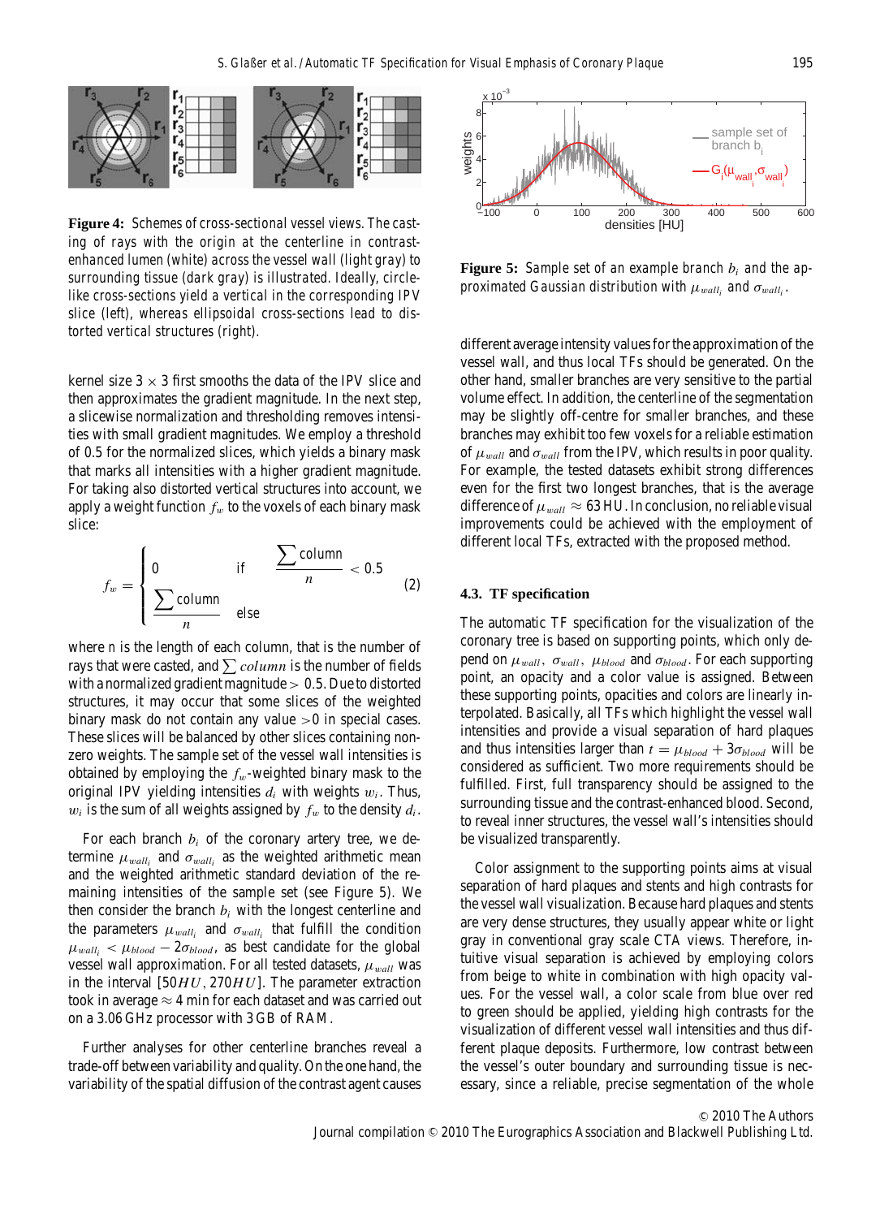**Figure 4:** Schemes of cross-sectional vessel views. The casting of rays with the origin at the centerline in contrast-enhanced lumen (white) across the vessel wall (light gray) to surrounding tissue (dark gray) is illustrated. Ideally, circle-like cross-sections yield a vertical in the corresponding IPV slice (left), whereas ellipsoidal cross-sections lead to distorted vertical structures (right).

kernel size $3 \times 3$ first smooths the data of the IPV slice and then approximates the gradient magnitude. In the next step, a slicewise normalization and thresholding removes intensities with small gradient magnitudes. We employ a threshold of 0.5 for the normalized slices, which yields a binary mask that marks all intensities with a higher gradient magnitude. For taking also distorted vertical structures into account, we apply a weight function $f_w$ to the voxels of each binary mask slice:

$$f_w = \begin{cases} 0 & \text{if} \quad \frac{\sum \text{column}}{n} < 0.5 \\ \frac{\sum \text{column}}{n} & \text{else} \end{cases} \tag{2}$$

where $n$ is the length of each column, that is the number of rays that were casted, and $\sum column$ is the number of fields with a normalized gradient magnitude $> 0.5$. Due to distorted structures, it may occur that some slices of the weighted binary mask do not contain any value $>0$ in special cases. These slices will be balanced by other slices containing non-zero weights. The sample set of the vessel wall intensities is obtained by employing the $f_w$-weighted binary mask to the original IPV yielding intensities $d_i$ with weights $w_i$. Thus, $w_i$ is the sum of all weights assigned by $f_w$ to the density $d_i$.

For each branch $b_i$ of the coronary artery tree, we determine $\mu_{wall_i}$ and $\sigma_{wall_i}$ as the weighted arithmetic mean and the weighted arithmetic standard deviation of the remaining intensities of the sample set (see Figure 5). We then consider the branch $b_i$ with the longest centerline and the parameters $\mu_{wall_i}$ and $\sigma_{wall_i}$ that fulfill the condition $\mu_{wall_i} < \mu_{blood} - 2\sigma_{blood}$, as best candidate for the global vessel wall approximation. For all tested datasets, $\mu_{wall}$ was in the interval $[50HU, 270HU]$. The parameter extraction took in average $\approx 4$ min for each dataset and was carried out on a 3.06 GHz processor with 3 GB of RAM.

Further analyses for other centerline branches reveal a trade-off between variability and quality. On the one hand, the variability of the spatial diffusion of the contrast agent causes different average intensity values for the approximation of the vessel wall, and thus local TFs should be generated. On the other hand, smaller branches are very sensitive to the partial volume effect. In addition, the centerline of the segmentation may be slightly off-centre for smaller branches, and these branches may exhibit too few voxels for a reliable estimation of $\mu_{wall}$ and $\sigma_{wall}$ from the IPV, which results in poor quality. For example, the tested datasets exhibit strong differences even for the first two longest branches, that is the average difference of $\mu_{wall} \approx 63$ HU. In conclusion, no reliable visual improvements could be achieved with the employment of different local TFs, extracted with the proposed method.

**Figure 5:** Sample set of an example branch $b_i$ and the approximated Gaussian distribution with $\mu_{wall_i}$ and $\sigma_{wall_i}$.

### 4.3. TF specification

The automatic TF specification for the visualization of the coronary tree is based on supporting points, which only depend on $\mu_{wall}$, $\sigma_{wall}$, $\mu_{blood}$ and $\sigma_{blood}$. For each supporting point, an opacity and a color value is assigned. Between these supporting points, opacities and colors are linearly interpolated. Basically, all TFs which highlight the vessel wall intensities and provide a visual separation of hard plaques and thus intensities larger than $t = \mu_{blood} + 3\sigma_{blood}$ will be considered as sufficient. Two more requirements should be fulfilled. First, full transparency should be assigned to the surrounding tissue and the contrast-enhanced blood. Second, to reveal inner structures, the vessel wall's intensities should be visualized transparently.

Color assignment to the supporting points aims at visual separation of hard plaques and stents and high contrasts for the vessel wall visualization. Because hard plaques and stents are very dense structures, they usually appear white or light gray in conventional gray scale CTA views. Therefore, intuitive visual separation is achieved by employing colors from beige to white in combination with high opacity values. For the vessel wall, a color scale from blue over red to green should be applied, yielding high contrasts for the visualization of different vessel wall intensities and thus different plaque deposits. Furthermore, low contrast between the vessel's outer boundary and surrounding tissue is necessary, since a reliable, precise segmentation of the whole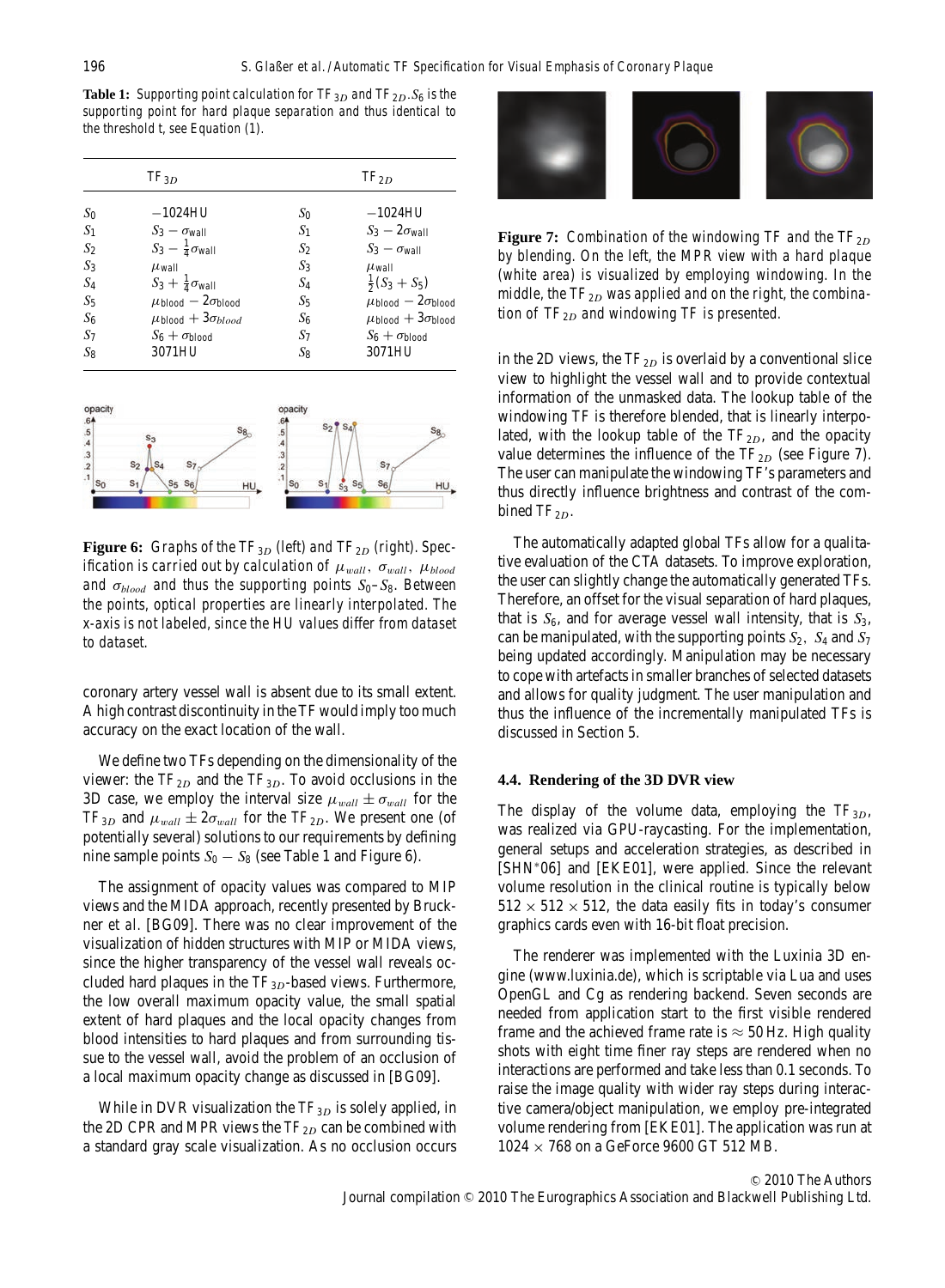**Table 1:** *Supporting point calculation for $TF_{3D}$ and $TF_{2D}$. $S_6$ is the supporting point for hard plaque separation and thus identical to the threshold t, see Equation (1).*

| | $TF_{3D}$ | | $TF_{2D}$ |
|---|---|---|---|
| $S_0$ | $-1024HU$ | $S_0$ | $-1024HU$ |
| $S_1$ | $S_3 - \sigma_{wall}$ | $S_1$ | $S_3 - 2\sigma_{wall}$ |
| $S_2$ | $S_3 - \frac{1}{4}\sigma_{wall}$ | $S_2$ | $S_3 - \sigma_{wall}$ |
| $S_3$ | $\mu_{wall}$ | $S_3$ | $\mu_{wall}$ |
| $S_4$ | $S_3 + \frac{1}{4}\sigma_{wall}$ | $S_4$ | $\frac{1}{2}(S_3 + S_5)$ |
| $S_5$ | $\mu_{blood} - 2\sigma_{blood}$ | $S_5$ | $\mu_{blood} - 2\sigma_{blood}$ |
| $S_6$ | $\mu_{blood} + 3\sigma_{blood}$ | $S_6$ | $\mu_{blood} + 3\sigma_{blood}$ |
| $S_7$ | $S_6 + \sigma_{blood}$ | $S_7$ | $S_6 + \sigma_{blood}$ |
| $S_8$ | $3071HU$ | $S_8$ | $3071HU$ |

**Figure 6:** *Graphs of the $TF_{3D}$ (left) and $TF_{2D}$ (right). Specification is carried out by calculation of $\mu_{wall}$, $\sigma_{wall}$, $\mu_{blood}$ and $\sigma_{blood}$ and thus the supporting points $S_0$–$S_8$. Between the points, optical properties are linearly interpolated. The x-axis is not labeled, since the HU values differ from dataset to dataset.*

coronary artery vessel wall is absent due to its small extent. A high contrast discontinuity in the TF would imply too much accuracy on the exact location of the wall.

We define two TFs depending on the dimensionality of the viewer: the $TF_{2D}$ and the $TF_{3D}$. To avoid occlusions in the 3D case, we employ the interval size $\mu_{wall} \pm \sigma_{wall}$ for the $TF_{3D}$ and $\mu_{wall} \pm 2\sigma_{wall}$ for the $TF_{2D}$. We present one (of potentially several) solutions to our requirements by defining nine sample points $S_0 - S_8$ (see Table 1 and Figure 6).

The assignment of opacity values was compared to MIP views and the MIDA approach, recently presented by Bruckner *et al.* [BG09]. There was no clear improvement of the visualization of hidden structures with MIP or MIDA views, since the higher transparency of the vessel wall reveals occluded hard plaques in the $TF_{3D}$-based views. Furthermore, the low overall maximum opacity value, the small spatial extent of hard plaques and the local opacity changes from blood intensities to hard plaques and from surrounding tissue to the vessel wall, avoid the problem of an occlusion of a local maximum opacity change as discussed in [BG09].

While in DVR visualization the $TF_{3D}$ is solely applied, in the 2D CPR and MPR views the $TF_{2D}$ can be combined with a standard gray scale visualization. As no occlusion occurs in the 2D views, the $TF_{2D}$ is overlaid by a conventional slice view to highlight the vessel wall and to provide contextual information of the unmasked data. The lookup table of the windowing TF is therefore blended, that is linearly interpolated, with the lookup table of the $TF_{2D}$, and the opacity value determines the influence of the $TF_{2D}$ (see Figure 7). The user can manipulate the windowing TF's parameters and thus directly influence brightness and contrast of the combined $TF_{2D}$.

**Figure 7:** *Combination of the windowing TF and the $TF_{2D}$ by blending. On the left, the MPR view with a hard plaque (white area) is visualized by employing windowing. In the middle, the $TF_{2D}$ was applied and on the right, the combination of $TF_{2D}$ and windowing TF is presented.*

The automatically adapted global TFs allow for a qualitative evaluation of the CTA datasets. To improve exploration, the user can slightly change the automatically generated TFs. Therefore, an offset for the visual separation of hard plaques, that is $S_6$, and for average vessel wall intensity, that is $S_3$, can be manipulated, with the supporting points $S_2$, $S_4$ and $S_7$ being updated accordingly. Manipulation may be necessary to cope with artefacts in smaller branches of selected datasets and allows for quality judgment. The user manipulation and thus the influence of the incrementally manipulated TFs is discussed in Section 5.

### 4.4. Rendering of the 3D DVR view

The display of the volume data, employing the $TF_{3D}$, was realized via GPU-raycasting. For the implementation, general setups and acceleration strategies, as described in [SHN*06] and [EKE01], were applied. Since the relevant volume resolution in the clinical routine is typically below $512 \times 512 \times 512$, the data easily fits in today's consumer graphics cards even with 16-bit float precision.

The renderer was implemented with the Luxinia 3D engine (www.luxinia.de), which is scriptable via Lua and uses OpenGL and Cg as rendering backend. Seven seconds are needed from application start to the first visible rendered frame and the achieved frame rate is $\approx 50$ Hz. High quality shots with eight time finer ray steps are rendered when no interactions are performed and take less than 0.1 seconds. To raise the image quality with wider ray steps during interactive camera/object manipulation, we employ pre-integrated volume rendering from [EKE01]. The application was run at $1024 \times 768$ on a GeForce 9600 GT 512 MB.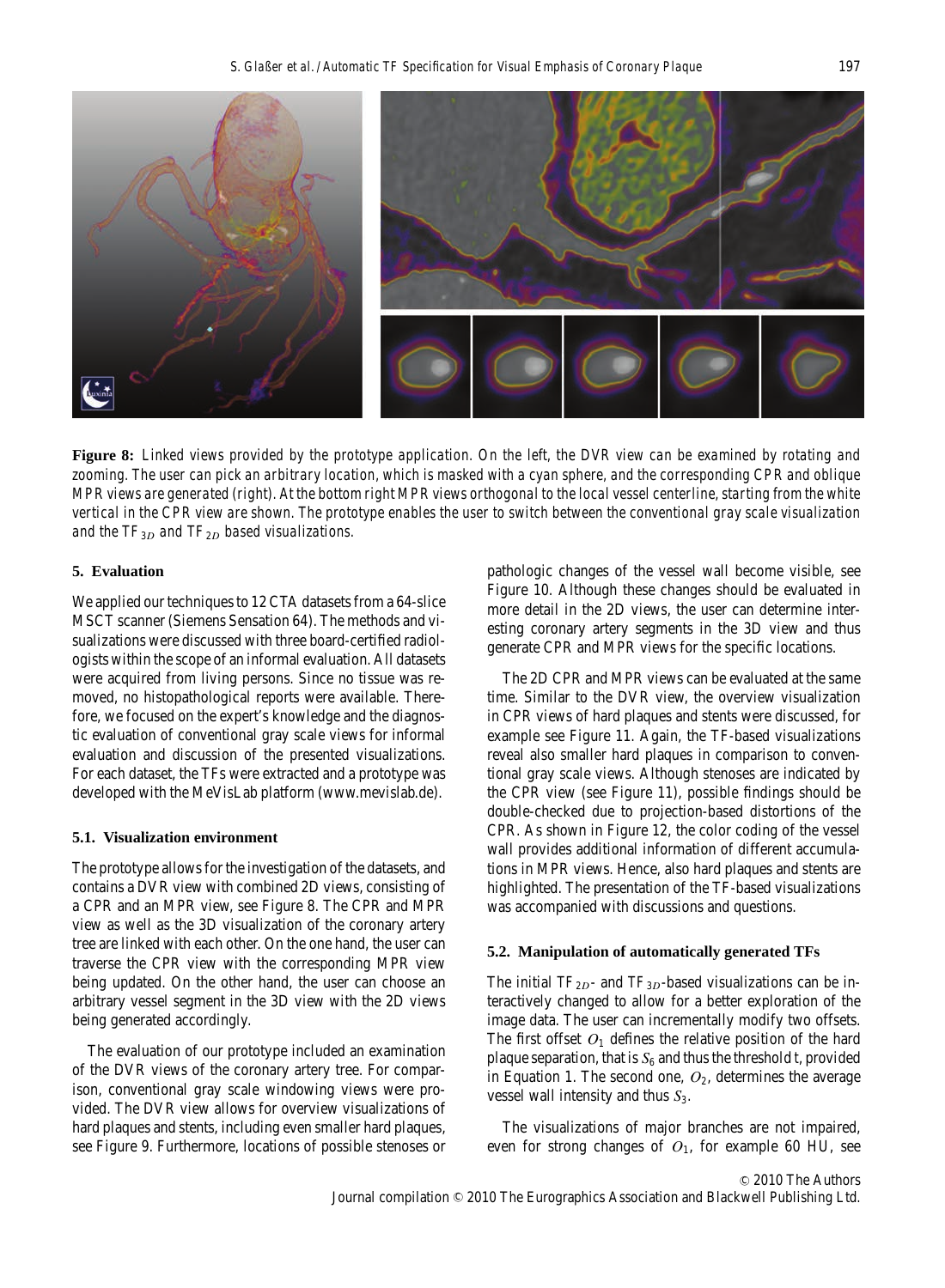**Figure 8:** *Linked views provided by the prototype application. On the left, the DVR view can be examined by rotating and zooming. The user can pick an arbitrary location, which is masked with a cyan sphere, and the corresponding CPR and oblique MPR views are generated (right). At the bottom right MPR views orthogonal to the local vessel centerline, starting from the white vertical in the CPR view are shown. The prototype enables the user to switch between the conventional gray scale visualization and the $TF_{3D}$ and $TF_{2D}$ based visualizations.*

## 5. Evaluation

We applied our techniques to 12 CTA datasets from a 64-slice MSCT scanner (Siemens Sensation 64). The methods and visualizations were discussed with three board-certified radiologists within the scope of an informal evaluation. All datasets were acquired from living persons. Since no tissue was removed, no histopathological reports were available. Therefore, we focused on the expert's knowledge and the diagnostic evaluation of conventional gray scale views for informal evaluation and discussion of the presented visualizations. For each dataset, the TFs were extracted and a prototype was developed with the MeVisLab platform (www.mevislab.de).

### 5.1. Visualization environment

The prototype allows for the investigation of the datasets, and contains a DVR view with combined 2D views, consisting of a CPR and an MPR view, see Figure 8. The CPR and MPR view as well as the 3D visualization of the coronary artery tree are linked with each other. On the one hand, the user can traverse the CPR view with the corresponding MPR view being updated. On the other hand, the user can choose an arbitrary vessel segment in the 3D view with the 2D views being generated accordingly.

The evaluation of our prototype included an examination of the DVR views of the coronary artery tree. For comparison, conventional gray scale windowing views were provided. The DVR view allows for overview visualizations of hard plaques and stents, including even smaller hard plaques, see Figure 9. Furthermore, locations of possible stenoses or pathologic changes of the vessel wall become visible, see Figure 10. Although these changes should be evaluated in more detail in the 2D views, the user can determine interesting coronary artery segments in the 3D view and thus generate CPR and MPR views for the specific locations.

The 2D CPR and MPR views can be evaluated at the same time. Similar to the DVR view, the overview visualization in CPR views of hard plaques and stents were discussed, for example see Figure 11. Again, the TF-based visualizations reveal also smaller hard plaques in comparison to conventional gray scale views. Although stenoses are indicated by the CPR view (see Figure 11), possible findings should be double-checked due to projection-based distortions of the CPR. As shown in Figure 12, the color coding of the vessel wall provides additional information of different accumulations in MPR views. Hence, also hard plaques and stents are highlighted. The presentation of the TF-based visualizations was accompanied with discussions and questions.

### 5.2. Manipulation of automatically generated TFs

The initial $TF_{2D}$- and $TF_{3D}$-based visualizations can be interactively changed to allow for a better exploration of the image data. The user can incrementally modify two offsets. The first offset $O_1$ defines the relative position of the hard plaque separation, that is $S_6$ and thus the threshold $t$, provided in Equation 1. The second one, $O_2$, determines the average vessel wall intensity and thus $S_3$.

The visualizations of major branches are not impaired, even for strong changes of $O_1$, for example 60 HU, see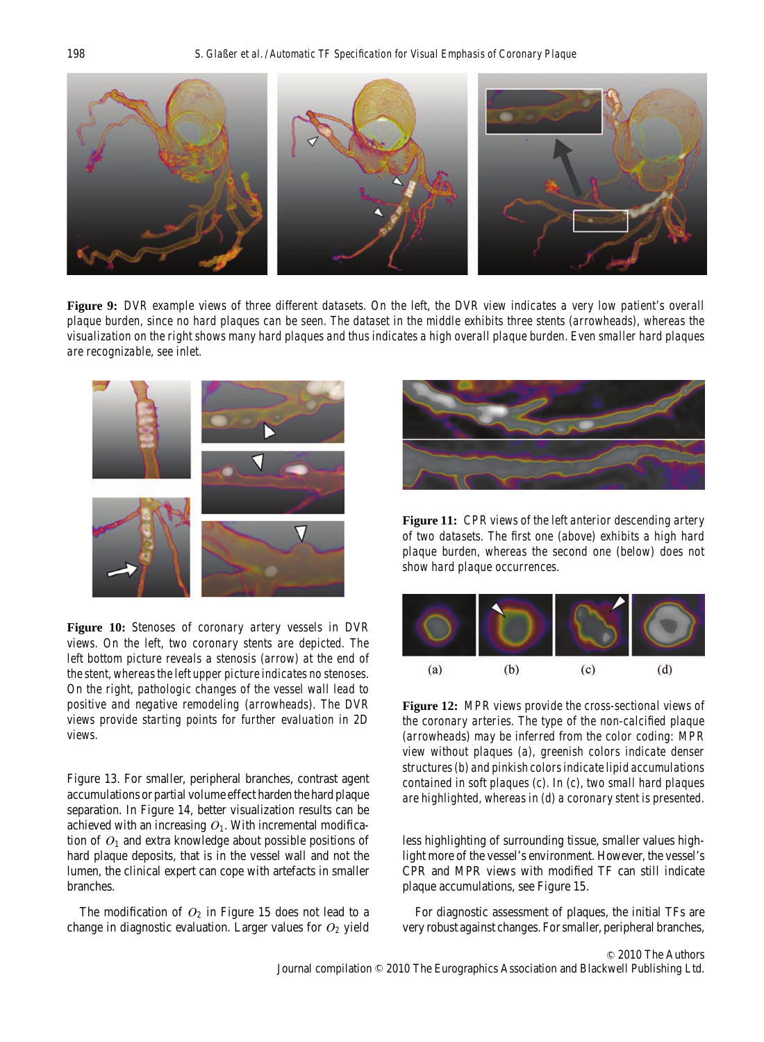**Figure 9:** DVR example views of three different datasets. On the left, the DVR view indicates a very low patient's overall plaque burden, since no hard plaques can be seen. The dataset in the middle exhibits three stents (arrowheads), whereas the visualization on the right shows many hard plaques and thus indicates a high overall plaque burden. Even smaller hard plaques are recognizable, see inlet.

**Figure 10:** Stenoses of coronary artery vessels in DVR views. On the left, two coronary stents are depicted. The left bottom picture reveals a stenosis (arrow) at the end of the stent, whereas the left upper picture indicates no stenoses. On the right, pathologic changes of the vessel wall lead to positive and negative remodeling (arrowheads). The DVR views provide starting points for further evaluation in 2D views.

Figure 13. For smaller, peripheral branches, contrast agent accumulations or partial volume effect harden the hard plaque separation. In Figure 14, better visualization results can be achieved with an increasing $O_1$. With incremental modification of $O_1$ and extra knowledge about possible positions of hard plaque deposits, that is in the vessel wall and not the lumen, the clinical expert can cope with artefacts in smaller branches.

The modification of $O_2$ in Figure 15 does not lead to a change in diagnostic evaluation. Larger values for $O_2$ yield less highlighting of surrounding tissue, smaller values highlight more of the vessel's environment. However, the vessel's CPR and MPR views with modified TF can still indicate plaque accumulations, see Figure 15.

For diagnostic assessment of plaques, the initial TFs are very robust against changes. For smaller, peripheral branches,

**Figure 11:** CPR views of the left anterior descending artery of two datasets. The first one (above) exhibits a high hard plaque burden, whereas the second one (below) does not show hard plaque occurrences.

**Figure 12:** MPR views provide the cross-sectional views of the coronary arteries. The type of the non-calcified plaque (arrowheads) may be inferred from the color coding: MPR view without plaques (a), greenish colors indicate denser structures (b) and pinkish colors indicate lipid accumulations contained in soft plaques (c). In (c), two small hard plaques are highlighted, whereas in (d) a coronary stent is presented.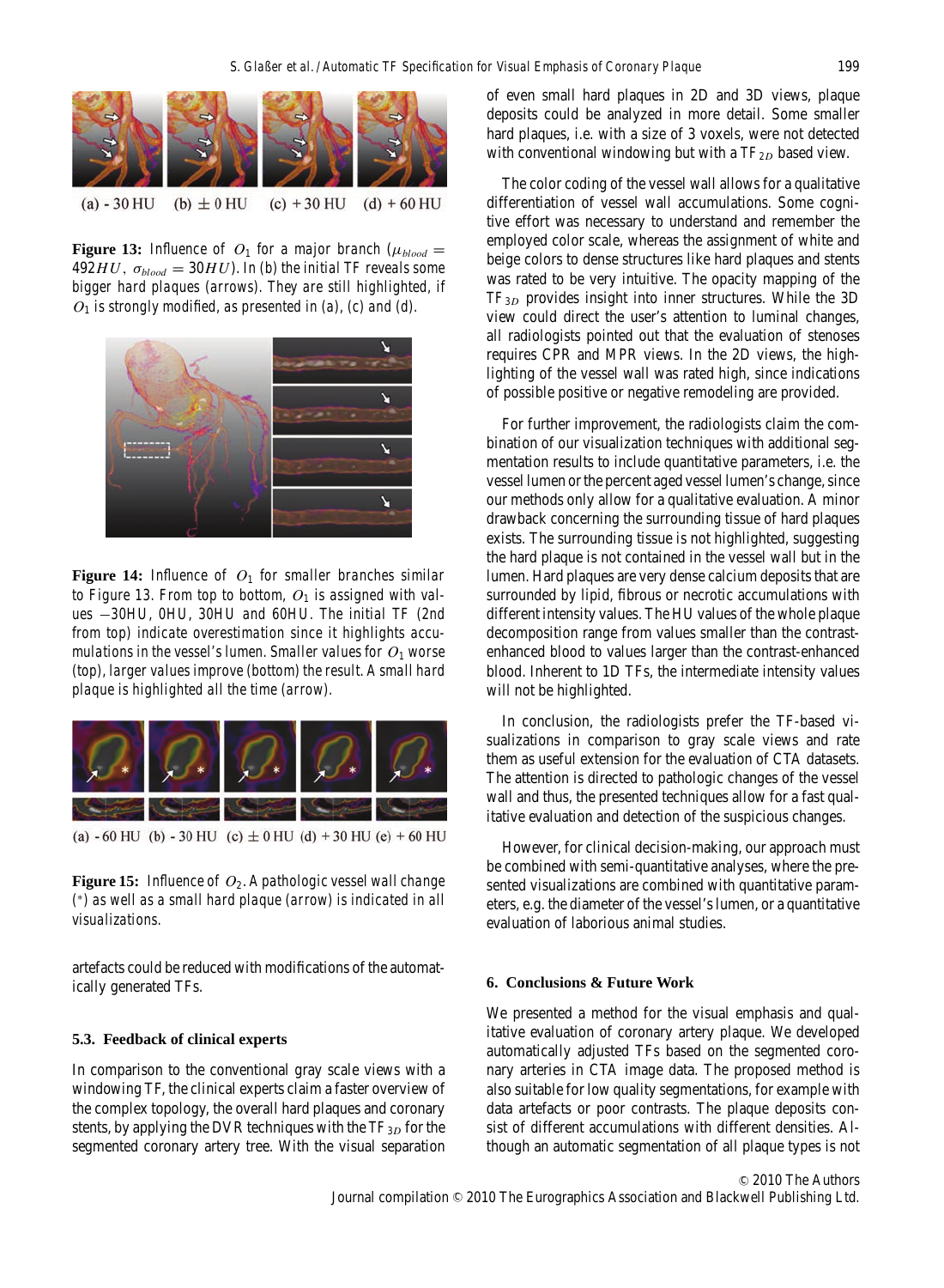(a) - 30 HU (b) $\pm$ 0 HU (c) + 30 HU (d) + 60 HU

**Figure 13:** Influence of $O_1$ for a major branch ($\mu_{blood} = 492HU$, $\sigma_{blood} = 30HU$). In (b) the initial TF reveals some bigger hard plaques (arrows). They are still highlighted, if $O_1$ is strongly modified, as presented in (a), (c) and (d).

**Figure 14:** Influence of $O_1$ for smaller branches similar to Figure 13. From top to bottom, $O_1$ is assigned with values $-30HU$, $0HU$, $30HU$ and $60HU$. The initial TF (2nd from top) indicate overestimation since it highlights accumulations in the vessel's lumen. Smaller values for $O_1$ worse (top), larger values improve (bottom) the result. A small hard plaque is highlighted all the time (arrow).

(a) - 60 HU (b) - 30 HU (c) $\pm$ 0 HU (d) + 30 HU (e) + 60 HU

**Figure 15:** Influence of $O_2$. A pathologic vessel wall change (*) as well as a small hard plaque (arrow) is indicated in all visualizations.

artefacts could be reduced with modifications of the automatically generated TFs.

### 5.3. Feedback of clinical experts

In comparison to the conventional gray scale views with a windowing TF, the clinical experts claim a faster overview of the complex topology, the overall hard plaques and coronary stents, by applying the DVR techniques with the $TF_{3D}$ for the segmented coronary artery tree. With the visual separation of even small hard plaques in 2D and 3D views, plaque deposits could be analyzed in more detail. Some smaller hard plaques, i.e. with a size of 3 voxels, were not detected with conventional windowing but with a $TF_{2D}$ based view.

The color coding of the vessel wall allows for a qualitative differentiation of vessel wall accumulations. Some cognitive effort was necessary to understand and remember the employed color scale, whereas the assignment of white and beige colors to dense structures like hard plaques and stents was rated to be very intuitive. The opacity mapping of the $TF_{3D}$ provides insight into inner structures. While the 3D view could direct the user's attention to luminal changes, all radiologists pointed out that the evaluation of stenoses requires CPR and MPR views. In the 2D views, the highlighting of the vessel wall was rated high, since indications of possible positive or negative remodeling are provided.

For further improvement, the radiologists claim the combination of our visualization techniques with additional segmentation results to include quantitative parameters, i.e. the vessel lumen or the percent aged vessel lumen's change, since our methods only allow for a qualitative evaluation. A minor drawback concerning the surrounding tissue of hard plaques exists. The surrounding tissue is not highlighted, suggesting the hard plaque is not contained in the vessel wall but in the lumen. Hard plaques are very dense calcium deposits that are surrounded by lipid, fibrous or necrotic accumulations with different intensity values. The HU values of the whole plaque decomposition range from values smaller than the contrast-enhanced blood to values larger than the contrast-enhanced blood. Inherent to 1D TFs, the intermediate intensity values will not be highlighted.

In conclusion, the radiologists prefer the TF-based visualizations in comparison to gray scale views and rate them as useful extension for the evaluation of CTA datasets. The attention is directed to pathologic changes of the vessel wall and thus, the presented techniques allow for a fast qualitative evaluation and detection of the suspicious changes.

However, for clinical decision-making, our approach must be combined with semi-quantitative analyses, where the presented visualizations are combined with quantitative parameters, e.g. the diameter of the vessel's lumen, or a quantitative evaluation of laborious animal studies.

## 6. Conclusions & Future Work

We presented a method for the visual emphasis and qualitative evaluation of coronary artery plaque. We developed automatically adjusted TFs based on the segmented coronary arteries in CTA image data. The proposed method is also suitable for low quality segmentations, for example with data artefacts or poor contrasts. The plaque deposits consist of different accumulations with different densities. Although an automatic segmentation of all plaque types is not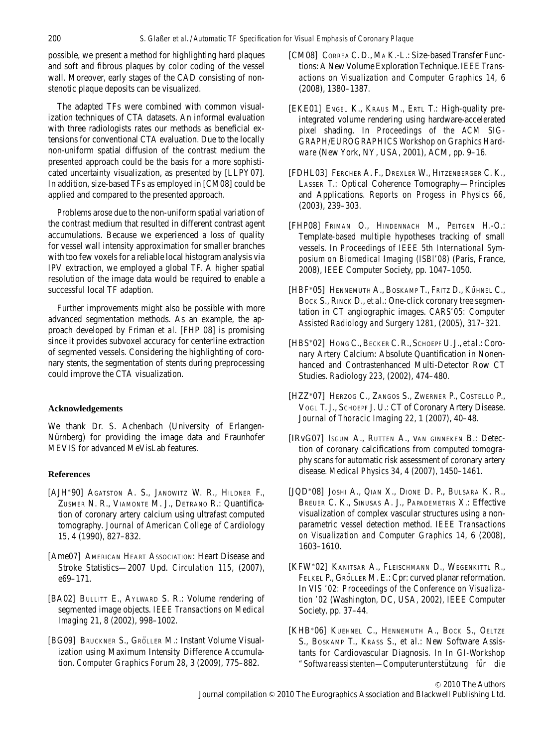possible, we present a method for highlighting hard plaques and soft and fibrous plaques by color coding of the vessel wall. Moreover, early stages of the CAD consisting of non-stenotic plaque deposits can be visualized.

The adapted TFs were combined with common visualization techniques of CTA datasets. An informal evaluation with three radiologists rates our methods as beneficial extensions for conventional CTA evaluation. Due to the locally non-uniform spatial diffusion of the contrast medium the presented approach could be the basis for a more sophisticated uncertainty visualization, as presented by [LLPY07]. In addition, size-based TFs as employed in [CM08] could be applied and compared to the presented approach.

Problems arose due to the non-uniform spatial variation of the contrast medium that resulted in different contrast agent accumulations. Because we experienced a loss of quality for vessel wall intensity approximation for smaller branches with too few voxels for a reliable local histogram analysis via IPV extraction, we employed a global TF. A higher spatial resolution of the image data would be required to enable a successful local TF adaption.

Further improvements might also be possible with more advanced segmentation methods. As an example, the approach developed by Friman *et al.* [FHP 08] is promising since it provides subvoxel accuracy for centerline extraction of segmented vessels. Considering the highlighting of coronary stents, the segmentation of stents during preprocessing could improve the CTA visualization.

## Acknowledgements

We thank Dr. S. Achenbach (University of Erlangen-Nürnberg) for providing the image data and Fraunhofer MEVIS for advanced MeVisLab features.

## References

[AJH*90] Agatston A. S., Janowitz W. R., Hildner F., Zusmer N. R., Viamonte M. J., Detrano R.: Quantification of coronary artery calcium using ultrafast computed tomography. *Journal of American College of Cardiology 15*, 4 (1990), 827–832.

[Ame07] American Heart Association: Heart Disease and Stroke Statistics—2007 Upd. *Circulation 115*, (2007), e69–171.

[BA02] Bullitt E., Aylward S. R.: Volume rendering of segmented image objects. *IEEE Transactions on Medical Imaging 21*, 8 (2002), 998–1002.

[BG09] Bruckner S., Gröller M.: Instant Volume Visualization using Maximum Intensity Difference Accumulation. *Computer Graphics Forum 28*, 3 (2009), 775–882.

[CM08] Correa C. D., Ma K.-L.: Size-based Transfer Functions: A New Volume Exploration Technique. *IEEE Transactions on Visualization and Computer Graphics 14*, 6 (2008), 1380–1387.

[EKE01] Engel K., Kraus M., Ertl T.: High-quality pre-integrated volume rendering using hardware-accelerated pixel shading. In *Proceedings of the ACM SIGGRAPH/EUROGRAPHICS Workshop on Graphics Hardware* (New York, NY, USA, 2001), ACM, pp. 9–16.

[FDHL03] Fercher A. F., Drexler W., Hitzenberger C. K., Lasser T.: Optical Coherence Tomography—Principles and Applications. *Reports on Progess in Physics 66*, (2003), 239–303.

[FHP08] Friman O., Hindennach M., Peitgen H.-O.: Template-based multiple hypotheses tracking of small vessels. In *Proceedings of IEEE 5th International Symposium on Biomedical Imaging (ISBI'08)* (Paris, France, 2008), IEEE Computer Society, pp. 1047–1050.

[HBF*05] Hennemuth A., Boskamp T., Fritz D., Kühnel C., Bock S., Rinck D., *et al.*: One-click coronary tree segmentation in CT angiographic images. *CARS'05: Computer Assisted Radiology and Surgery 1281*, (2005), 317–321.

[HBS*02] Hong C., Becker C. R., Schoepf U. J., *et al.*: Coronary Artery Calcium: Absolute Quantification in Nonenhanced and Contrastenhanced Multi-Detector Row CT Studies. *Radiology 223*, (2002), 474–480.

[HZZ*07] Herzog C., Zangos S., Zwerner P., Costello P., Vogl T. J., Schoepf J. U.: CT of Coronary Artery Disease. *Journal of Thoracic Imaging 22*, 1 (2007), 40–48.

[IRvG07] Isgum A., Rutten A., van Ginneken B.: Detection of coronary calcifications from computed tomography scans for automatic risk assessment of coronary artery disease. *Medical Physics 34*, 4 (2007), 1450–1461.

[JQD*08] Joshi A., Qian X., Dione D. P., Bulsara K. R., Breuer C. K., Sinusas A. J., Papademetris X.: Effective visualization of complex vascular structures using a non-parametric vessel detection method. *IEEE Transactions on Visualization and Computer Graphics 14*, 6 (2008), 1603–1610.

[KFW*02] Kanitsar A., Fleischmann D., Wegenkittl R., Felkel P., Gröller M. E.: Cpr: curved planar reformation. In *VIS '02: Proceedings of the Conference on Visualization '02* (Washington, DC, USA, 2002), IEEE Computer Society, pp. 37–44.

[KHB*06] Kuehnel C., Hennemuth A., Bock S., Oeltze S., Boskamp T., Krass S., *et al.*: New Software Assistants for Cardiovascular Diagnosis. In In *GI-Workshop "Softwareassistenten—Computerunterstützung für die*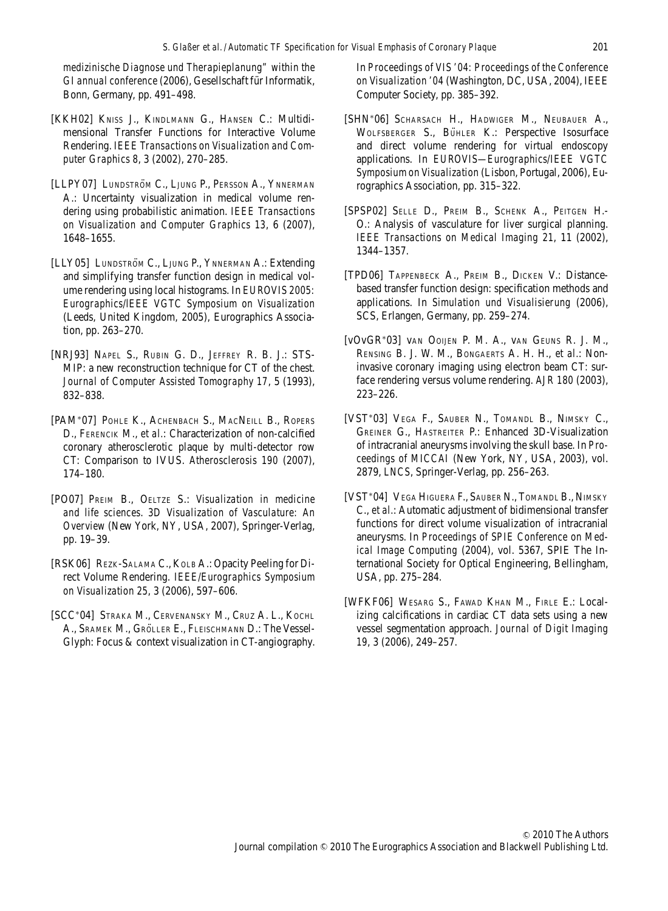medizinische Diagnose und Therapieplanung" within the *GI annual conference* (2006), Gesellschaft für Informatik, Bonn, Germany, pp. 491–498.

[KKH02] KNISS J., KINDLMANN G., HANSEN C.: Multidimensional Transfer Functions for Interactive Volume Rendering. *IEEE Transactions on Visualization and Computer Graphics 8*, 3 (2002), 270–285.

[LLPY07] LUNDSTRÖM C., LJUNG P., PERSSON A., YNNERMAN A.: Uncertainty visualization in medical volume rendering using probabilistic animation. *IEEE Transactions on Visualization and Computer Graphics 13*, 6 (2007), 1648–1655.

[LLY05] LUNDSTRÖM C., LJUNG P., YNNERMAN A.: Extending and simplifying transfer function design in medical volume rendering using local histograms. In *EUROVIS 2005: Eurographics/IEEE VGTC Symposium on Visualization* (Leeds, United Kingdom, 2005), Eurographics Association, pp. 263–270.

[NRJ93] NAPEL S., RUBIN G. D., JEFFREY R. B. J.: STS-MIP: a new reconstruction technique for CT of the chest. *Journal of Computer Assisted Tomography 17*, 5 (1993), 832–838.

[PAM*07] POHLE K., ACHENBACH S., MACNEILL B., ROPERS D., FERENCIK M., et al.: Characterization of non-calcified coronary atherosclerotic plaque by multi-detector row CT: Comparison to IVUS. *Atherosclerosis 190* (2007), 174–180.

[PO07] PREIM B., OELTZE S.: *Visualization in medicine and life sciences. 3D Visualization of Vasculature: An Overview* (New York, NY, USA, 2007), Springer-Verlag, pp. 19–39.

[RSK06] REZK-SALAMA C., KOLB A.: Opacity Peeling for Direct Volume Rendering. *IEEE/Eurographics Symposium on Visualization 25*, 3 (2006), 597–606.

[SCC*04] STRAKA M., CERVENANSKY M., CRUZ A. L., KOCHL A., SRAMEK M., GRÖLLER E., FLEISCHMANN D.: The VesselGlyph: Focus & context visualization in CT-angiography. In *Proceedings of VIS '04: Proceedings of the Conference on Visualization '04* (Washington, DC, USA, 2004), IEEE Computer Society, pp. 385–392.

[SHN*06] SCHARSACH H., HADWIGER M., NEUBAUER A., WOLFSBERGER S., BÜHLER K.: Perspective Isosurface and direct volume rendering for virtual endoscopy applications. In *EUROVIS—Eurographics/IEEE VGTC Symposium on Visualization* (Lisbon, Portugal, 2006), Eurographics Association, pp. 315–322.

[SPSP02] SELLE D., PREIM B., SCHENK A., PEITGEN H.-O.: Analysis of vasculature for liver surgical planning. *IEEE Transactions on Medical Imaging 21*, 11 (2002), 1344–1357.

[TPD06] TAPPENBECK A., PREIM B., DICKEN V.: Distance-based transfer function design: specification methods and applications. In *Simulation und Visualisierung* (2006), SCS, Erlangen, Germany, pp. 259–274.

[vOvGR*03] VAN OOIJEN P. M. A., VAN GEUNS R. J. M., RENSING B. J. W. M., BONGAERTS A. H. H., et al.: Non-invasive coronary imaging using electron beam CT: surface rendering versus volume rendering. *AJR 180* (2003), 223–226.

[VST*03] VEGA F., SAUBER N., TOMANDL B., NIMSKY C., GREINER G., HASTREITER P.: Enhanced 3D-Visualization of intracranial aneurysms involving the skull base. In *Proceedings of MICCAI* (New York, NY, USA, 2003), vol. 2879, *LNCS*, Springer-Verlag, pp. 256–263.

[VST*04] VEGA HIGUERA F., SAUBER N., TOMANDL B., NIMSKY C., et al.: Automatic adjustment of bidimensional transfer functions for direct volume visualization of intracranial aneurysms. In *Proceedings of SPIE Conference on Medical Image Computing* (2004), vol. 5367, SPIE The International Society for Optical Engineering, Bellingham, USA, pp. 275–284.

[WFKF06] WESARG S., FAWAD KHAN M., FIRLE E.: Localizing calcifications in cardiac CT data sets using a new vessel segmentation approach. *Journal of Digit Imaging 19*, 3 (2006), 249–257.